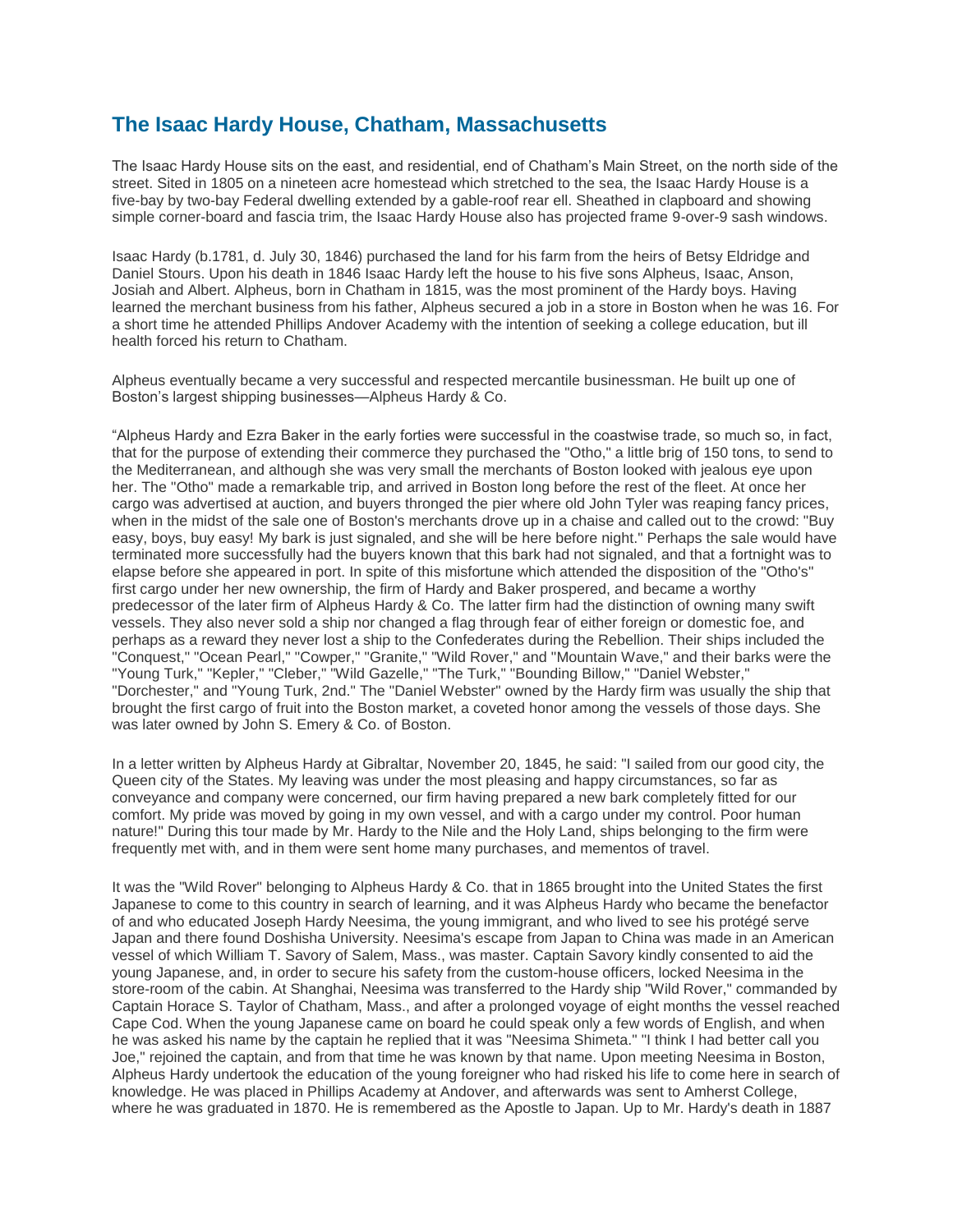## The Isaac Hardy House, Chatham, Massachusetts

The Isaac Hardy House sits on the east, and residential, end of Chatham's Main Street, on the north side of the street. Sited in 1805 on a nineteen acre homestead which stretched to the sea, the Isaac Hardy House is a five-bay by two-bay Federal dwelling extended by a gable-roof rear ell. Sheathed in clapboard and showing simple corner-board and fascia trim, the Isaac Hardy House also has projected frame 9-over-9 sash windows.

Isaac Hardy (b.1781, d. July 30, 1846) purchased the land for his farm from the heirs of Betsy Eldridge and Daniel Stours. Upon his death in 1846 Isaac Hardy left the house to his five sons Alpheus, Isaac, Anson, Josiah and Albert. Alpheus, born in Chatham in 1815, was the most prominent of the Hardy boys. Having learned the merchant business from his father, Alpheus secured a job in a store in Boston when he was 16. For a short time he attended Phillips Andover Academy with the intention of seeking a college education, but ill health forced his return to Chatham.

Alpheus eventually became a very successful and respected mercantile businessman. He built up one of Boston's largest shipping businesses—Alpheus Hardy & Co.

"Alpheus Hardy and Ezra Baker in the early forties were successful in the coastwise trade, so much so, in fact, that for the purpose of extending their commerce they purchased the "Otho," a little brig of 150 tons, to send to the Mediterranean, and although she was very small the merchants of Boston looked with jealous eye upon her. The "Otho" made a remarkable trip, and arrived in Boston long before the rest of the fleet. At once her cargo was advertised at auction, and buyers thronged the pier where old John Tyler was reaping fancy prices, when in the midst of the sale one of Boston's merchants drove up in a chaise and called out to the crowd: "Buy easy, boys, buy easy! My bark is just signaled, and she will be here before night." Perhaps the sale would have terminated more successfully had the buyers known that this bark had not signaled, and that a fortnight was to elapse before she appeared in port. In spite of this misfortune which attended the disposition of the "Otho's" first cargo under her new ownership, the firm of Hardy and Baker prospered, and became a worthy predecessor of the later firm of Alpheus Hardy & Co. The latter firm had the distinction of owning many swift vessels. They also never sold a ship nor changed a flag through fear of either foreign or domestic foe, and perhaps as a reward they never lost a ship to the Confederates during the Rebellion. Their ships included the "Conquest," "Ocean Pearl," "Cowper," "Granite," "Wild Rover," and "Mountain Wave," and their barks were the "Young Turk," "Kepler," "Cleber," "Wild Gazelle," "The Turk," "Bounding Billow," "Daniel Webster," "Dorchester," and "Young Turk, 2nd." The "Daniel Webster" owned by the Hardy firm was usually the ship that brought the first cargo of fruit into the Boston market, a coveted honor among the vessels of those days. She was later owned by John S. Emery & Co. of Boston.

In a letter written by Alpheus Hardy at Gibraltar, November 20, 1845, he said: "I sailed from our good city, the Queen city of the States. My leaving was under the most pleasing and happy circumstances, so far as conveyance and company were concerned, our firm having prepared a new bark completely fitted for our comfort. My pride was moved by going in my own vessel, and with a cargo under my control. Poor human nature!" During this tour made by Mr. Hardy to the Nile and the Holy Land, ships belonging to the firm were frequently met with, and in them were sent home many purchases, and mementos of travel.

It was the "Wild Rover" belonging to Alpheus Hardy & Co. that in 1865 brought into the United States the first Japanese to come to this country in search of learning, and it was Alpheus Hardy who became the benefactor of and who educated Joseph Hardy Neesima, the young immigrant, and who lived to see his protégé serve Japan and there found Doshisha University. Neesima's escape from Japan to China was made in an American vessel of which William T. Savory of Salem, Mass., was master. Captain Savory kindly consented to aid the young Japanese, and, in order to secure his safety from the custom-house officers, locked Neesima in the store-room of the cabin. At Shanghai, Neesima was transferred to the Hardy ship "Wild Rover," commanded by Captain Horace S. Taylor of Chatham, Mass., and after a prolonged voyage of eight months the vessel reached Cape Cod. When the young Japanese came on board he could speak only a few words of English, and when he was asked his name by the captain he replied that it was "Neesima Shimeta." "I think I had better call you Joe," rejoined the captain, and from that time he was known by that name. Upon meeting Neesima in Boston, Alpheus Hardy undertook the education of the young foreigner who had risked his life to come here in search of knowledge. He was placed in Phillips Academy at Andover, and afterwards was sent to Amherst College, where he was graduated in 1870. He is remembered as the Apostle to Japan. Up to Mr. Hardy's death in 1887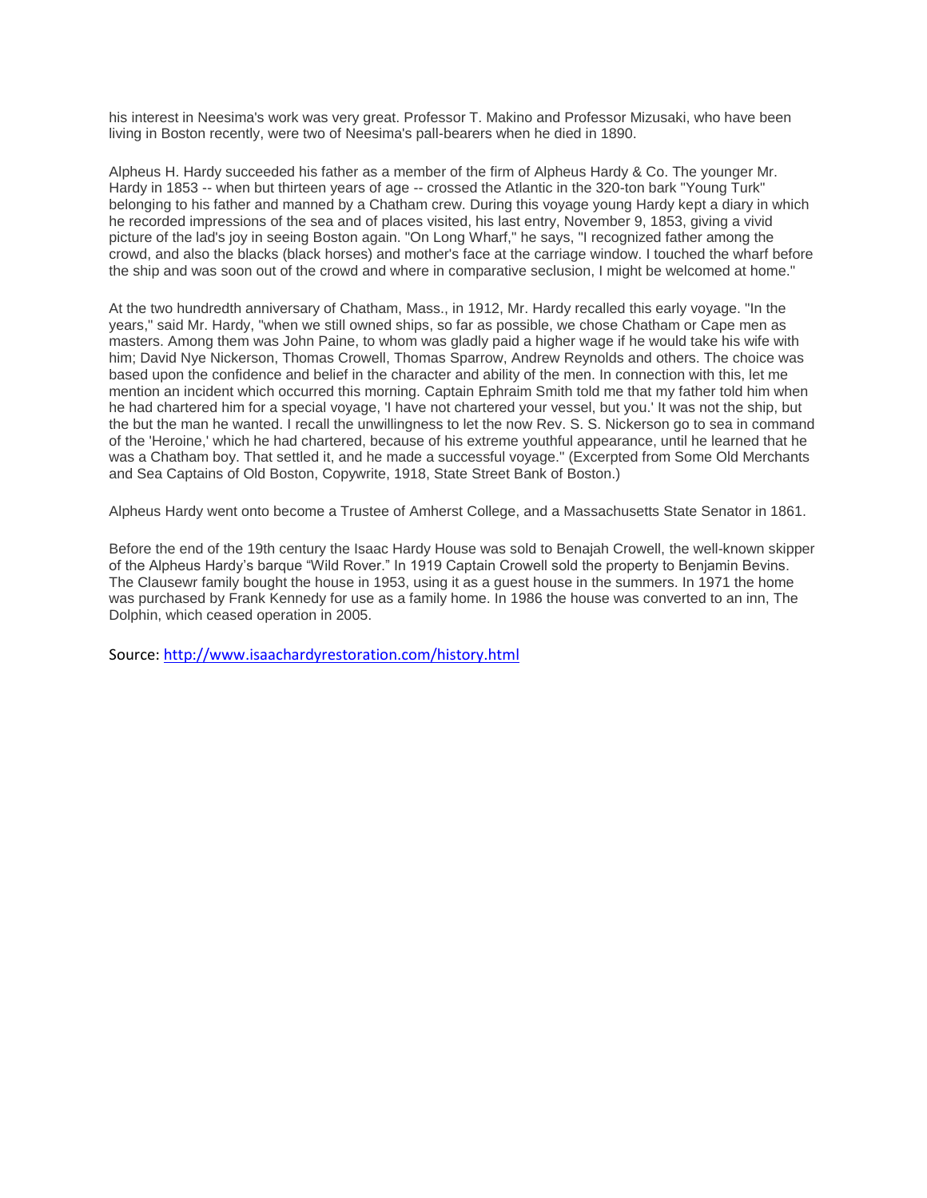his interest in Neesima's work was very great. Professor T. Makino and Professor Mizusaki, who have been living in Boston recently, were two of Neesima's pall-bearers when he died in 1890.

Alpheus H. Hardy succeeded his father as a member of the firm of Alpheus Hardy & Co. The younger Mr. Hardy in 1853 -- when but thirteen years of age -- crossed the Atlantic in the 320-ton bark "Young Turk" belonging to his father and manned by a Chatham crew. During this voyage young Hardy kept a diary in which he recorded impressions of the sea and of places visited, his last entry, November 9, 1853, giving a vivid picture of the lad's joy in seeing Boston again. "On Long Wharf," he says, "I recognized father among the crowd, and also the blacks (black horses) and mother's face at the carriage window. I touched the wharf before the ship and was soon out of the crowd and where in comparative seclusion, I might be welcomed at home."

At the two hundredth anniversary of Chatham, Mass., in 1912, Mr. Hardy recalled this early voyage. "In the years," said Mr. Hardy, "when we still owned ships, so far as possible, we chose Chatham or Cape men as masters. Among them was John Paine, to whom was gladly paid a higher wage if he would take his wife with him; David Nye Nickerson, Thomas Crowell, Thomas Sparrow, Andrew Reynolds and others. The choice was based upon the confidence and belief in the character and ability of the men. In connection with this, let me mention an incident which occurred this morning. Captain Ephraim Smith told me that my father told him when he had chartered him for a special voyage, 'I have not chartered your vessel, but you.' It was not the ship, but the but the man he wanted. I recall the unwillingness to let the now Rev. S. S. Nickerson go to sea in command of the 'Heroine,' which he had chartered, because of his extreme youthful appearance, until he learned that he was a Chatham boy. That settled it, and he made a successful voyage." (Excerpted from Some Old Merchants and Sea Captains of Old Boston, Copywrite, 1918, State Street Bank of Boston.)

Alpheus Hardy went onto become a Trustee of Amherst College, and a Massachusetts State Senator in 1861.

Before the end of the 19th century the Isaac Hardy House was sold to Benajah Crowell, the well-known skipper of the Alpheus Hardy's barque "Wild Rover." In 1919 Captain Crowell sold the property to Benjamin Bevins. The Clausewr family bought the house in 1953, using it as a guest house in the summers. In 1971 the home was purchased by Frank Kennedy for use as a family home. In 1986 the house was converted to an inn, The Dolphin, which ceased operation in 2005.

Source: http://www.isaachardyrestoration.com/history.html